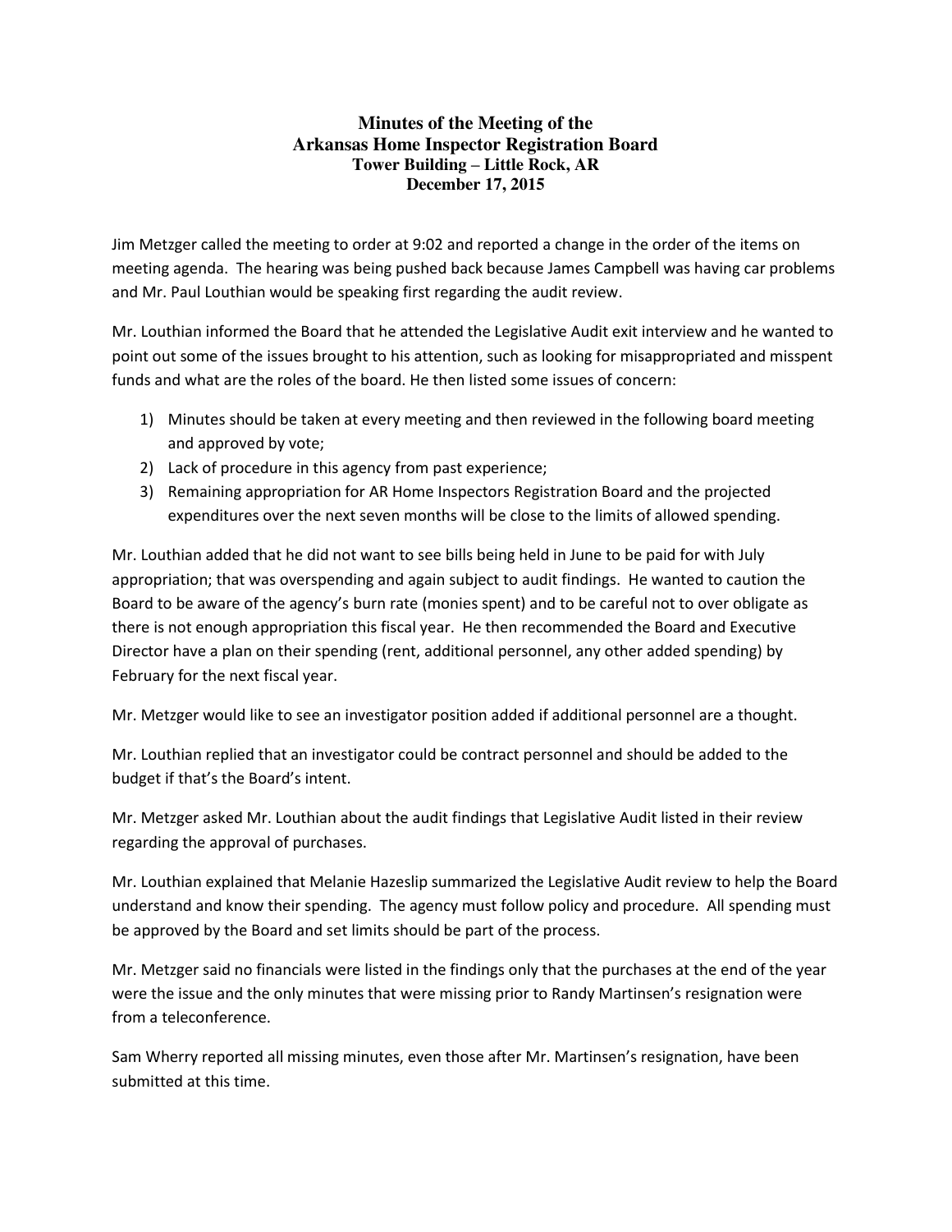# Minutes of the Meeting of the
# Arkansas Home Inspector Registration Board
### Tower Building – Little Rock, AR
### December 17, 2015

Jim Metzger called the meeting to order at 9:02 and reported a change in the order of the items on meeting agenda. The hearing was being pushed back because James Campbell was having car problems and Mr. Paul Louthian would be speaking first regarding the audit review.

Mr. Louthian informed the Board that he attended the Legislative Audit exit interview and he wanted to point out some of the issues brought to his attention, such as looking for misappropriated and misspent funds and what are the roles of the board. He then listed some issues of concern:

1) Minutes should be taken at every meeting and then reviewed in the following board meeting and approved by vote;
2) Lack of procedure in this agency from past experience;
3) Remaining appropriation for AR Home Inspectors Registration Board and the projected expenditures over the next seven months will be close to the limits of allowed spending.

Mr. Louthian added that he did not want to see bills being held in June to be paid for with July appropriation; that was overspending and again subject to audit findings. He wanted to caution the Board to be aware of the agency's burn rate (monies spent) and to be careful not to over obligate as there is not enough appropriation this fiscal year. He then recommended the Board and Executive Director have a plan on their spending (rent, additional personnel, any other added spending) by February for the next fiscal year.

Mr. Metzger would like to see an investigator position added if additional personnel are a thought.

Mr. Louthian replied that an investigator could be contract personnel and should be added to the budget if that's the Board's intent.

Mr. Metzger asked Mr. Louthian about the audit findings that Legislative Audit listed in their review regarding the approval of purchases.

Mr. Louthian explained that Melanie Hazeslip summarized the Legislative Audit review to help the Board understand and know their spending. The agency must follow policy and procedure. All spending must be approved by the Board and set limits should be part of the process.

Mr. Metzger said no financials were listed in the findings only that the purchases at the end of the year were the issue and the only minutes that were missing prior to Randy Martinsen's resignation were from a teleconference.

Sam Wherry reported all missing minutes, even those after Mr. Martinsen's resignation, have been submitted at this time.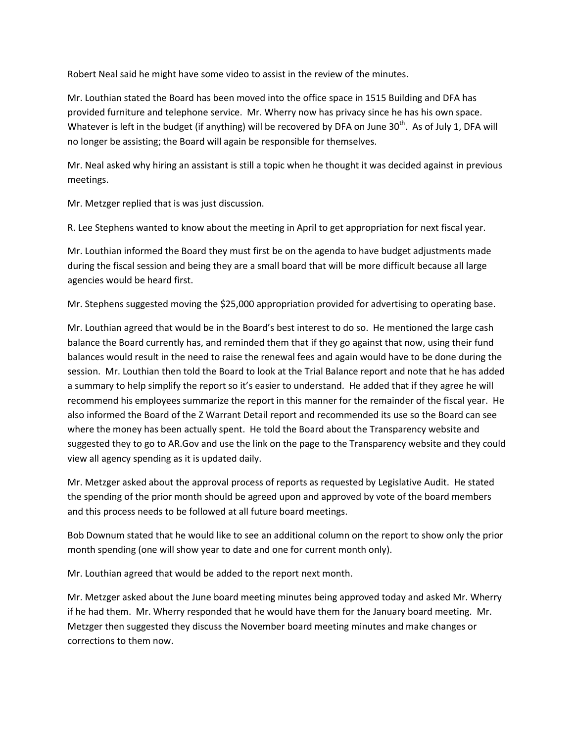Robert Neal said he might have some video to assist in the review of the minutes.

Mr. Louthian stated the Board has been moved into the office space in 1515 Building and DFA has provided furniture and telephone service. Mr. Wherry now has privacy since he has his own space. Whatever is left in the budget (if anything) will be recovered by DFA on June 30th. As of July 1, DFA will no longer be assisting; the Board will again be responsible for themselves.

Mr. Neal asked why hiring an assistant is still a topic when he thought it was decided against in previous meetings.

Mr. Metzger replied that is was just discussion.

R. Lee Stephens wanted to know about the meeting in April to get appropriation for next fiscal year.

Mr. Louthian informed the Board they must first be on the agenda to have budget adjustments made during the fiscal session and being they are a small board that will be more difficult because all large agencies would be heard first.

Mr. Stephens suggested moving the $25,000 appropriation provided for advertising to operating base.

Mr. Louthian agreed that would be in the Board's best interest to do so. He mentioned the large cash balance the Board currently has, and reminded them that if they go against that now, using their fund balances would result in the need to raise the renewal fees and again would have to be done during the session. Mr. Louthian then told the Board to look at the Trial Balance report and note that he has added a summary to help simplify the report so it's easier to understand. He added that if they agree he will recommend his employees summarize the report in this manner for the remainder of the fiscal year. He also informed the Board of the Z Warrant Detail report and recommended its use so the Board can see where the money has been actually spent. He told the Board about the Transparency website and suggested they to go to AR.Gov and use the link on the page to the Transparency website and they could view all agency spending as it is updated daily.

Mr. Metzger asked about the approval process of reports as requested by Legislative Audit. He stated the spending of the prior month should be agreed upon and approved by vote of the board members and this process needs to be followed at all future board meetings.

Bob Downum stated that he would like to see an additional column on the report to show only the prior month spending (one will show year to date and one for current month only).

Mr. Louthian agreed that would be added to the report next month.

Mr. Metzger asked about the June board meeting minutes being approved today and asked Mr. Wherry if he had them. Mr. Wherry responded that he would have them for the January board meeting. Mr. Metzger then suggested they discuss the November board meeting minutes and make changes or corrections to them now.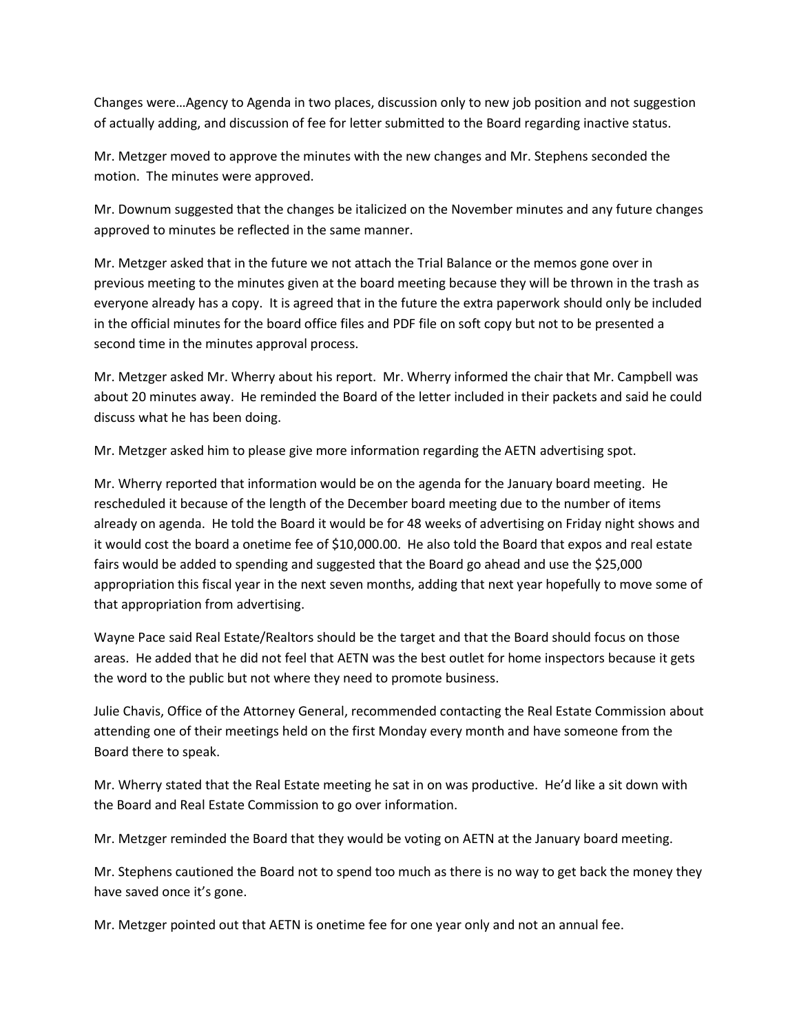Changes were…Agency to Agenda in two places, discussion only to new job position and not suggestion of actually adding, and discussion of fee for letter submitted to the Board regarding inactive status.

Mr. Metzger moved to approve the minutes with the new changes and Mr. Stephens seconded the motion. The minutes were approved.

Mr. Downum suggested that the changes be italicized on the November minutes and any future changes approved to minutes be reflected in the same manner.

Mr. Metzger asked that in the future we not attach the Trial Balance or the memos gone over in previous meeting to the minutes given at the board meeting because they will be thrown in the trash as everyone already has a copy. It is agreed that in the future the extra paperwork should only be included in the official minutes for the board office files and PDF file on soft copy but not to be presented a second time in the minutes approval process.

Mr. Metzger asked Mr. Wherry about his report. Mr. Wherry informed the chair that Mr. Campbell was about 20 minutes away. He reminded the Board of the letter included in their packets and said he could discuss what he has been doing.

Mr. Metzger asked him to please give more information regarding the AETN advertising spot.

Mr. Wherry reported that information would be on the agenda for the January board meeting. He rescheduled it because of the length of the December board meeting due to the number of items already on agenda. He told the Board it would be for 48 weeks of advertising on Friday night shows and it would cost the board a onetime fee of $10,000.00. He also told the Board that expos and real estate fairs would be added to spending and suggested that the Board go ahead and use the $25,000 appropriation this fiscal year in the next seven months, adding that next year hopefully to move some of that appropriation from advertising.

Wayne Pace said Real Estate/Realtors should be the target and that the Board should focus on those areas. He added that he did not feel that AETN was the best outlet for home inspectors because it gets the word to the public but not where they need to promote business.

Julie Chavis, Office of the Attorney General, recommended contacting the Real Estate Commission about attending one of their meetings held on the first Monday every month and have someone from the Board there to speak.

Mr. Wherry stated that the Real Estate meeting he sat in on was productive. He'd like a sit down with the Board and Real Estate Commission to go over information.

Mr. Metzger reminded the Board that they would be voting on AETN at the January board meeting.

Mr. Stephens cautioned the Board not to spend too much as there is no way to get back the money they have saved once it's gone.

Mr. Metzger pointed out that AETN is onetime fee for one year only and not an annual fee.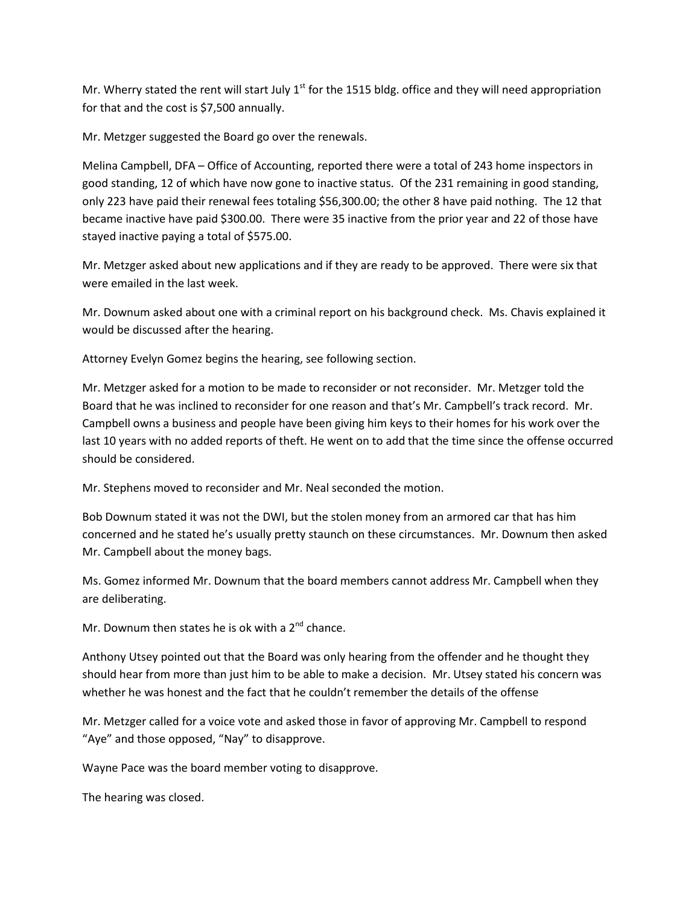Mr. Wherry stated the rent will start July 1st for the 1515 bldg. office and they will need appropriation for that and the cost is $7,500 annually.

Mr. Metzger suggested the Board go over the renewals.

Melina Campbell, DFA – Office of Accounting, reported there were a total of 243 home inspectors in good standing, 12 of which have now gone to inactive status. Of the 231 remaining in good standing, only 223 have paid their renewal fees totaling $56,300.00; the other 8 have paid nothing. The 12 that became inactive have paid $300.00. There were 35 inactive from the prior year and 22 of those have stayed inactive paying a total of $575.00.

Mr. Metzger asked about new applications and if they are ready to be approved. There were six that were emailed in the last week.

Mr. Downum asked about one with a criminal report on his background check. Ms. Chavis explained it would be discussed after the hearing.

Attorney Evelyn Gomez begins the hearing, see following section.

Mr. Metzger asked for a motion to be made to reconsider or not reconsider. Mr. Metzger told the Board that he was inclined to reconsider for one reason and that's Mr. Campbell's track record. Mr. Campbell owns a business and people have been giving him keys to their homes for his work over the last 10 years with no added reports of theft. He went on to add that the time since the offense occurred should be considered.

Mr. Stephens moved to reconsider and Mr. Neal seconded the motion.

Bob Downum stated it was not the DWI, but the stolen money from an armored car that has him concerned and he stated he's usually pretty staunch on these circumstances. Mr. Downum then asked Mr. Campbell about the money bags.

Ms. Gomez informed Mr. Downum that the board members cannot address Mr. Campbell when they are deliberating.

Mr. Downum then states he is ok with a 2nd chance.

Anthony Utsey pointed out that the Board was only hearing from the offender and he thought they should hear from more than just him to be able to make a decision. Mr. Utsey stated his concern was whether he was honest and the fact that he couldn't remember the details of the offense

Mr. Metzger called for a voice vote and asked those in favor of approving Mr. Campbell to respond "Aye" and those opposed, "Nay" to disapprove.

Wayne Pace was the board member voting to disapprove.

The hearing was closed.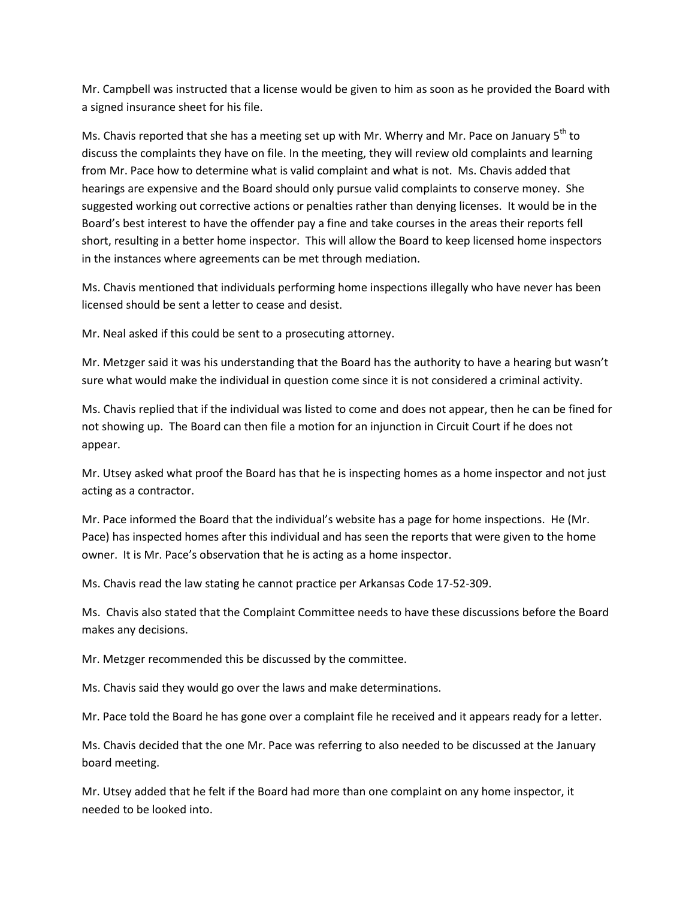Mr. Campbell was instructed that a license would be given to him as soon as he provided the Board with a signed insurance sheet for his file.

Ms. Chavis reported that she has a meeting set up with Mr. Wherry and Mr. Pace on January 5th to discuss the complaints they have on file. In the meeting, they will review old complaints and learning from Mr. Pace how to determine what is valid complaint and what is not. Ms. Chavis added that hearings are expensive and the Board should only pursue valid complaints to conserve money. She suggested working out corrective actions or penalties rather than denying licenses. It would be in the Board's best interest to have the offender pay a fine and take courses in the areas their reports fell short, resulting in a better home inspector. This will allow the Board to keep licensed home inspectors in the instances where agreements can be met through mediation.

Ms. Chavis mentioned that individuals performing home inspections illegally who have never has been licensed should be sent a letter to cease and desist.

Mr. Neal asked if this could be sent to a prosecuting attorney.

Mr. Metzger said it was his understanding that the Board has the authority to have a hearing but wasn't sure what would make the individual in question come since it is not considered a criminal activity.

Ms. Chavis replied that if the individual was listed to come and does not appear, then he can be fined for not showing up. The Board can then file a motion for an injunction in Circuit Court if he does not appear.

Mr. Utsey asked what proof the Board has that he is inspecting homes as a home inspector and not just acting as a contractor.

Mr. Pace informed the Board that the individual's website has a page for home inspections. He (Mr. Pace) has inspected homes after this individual and has seen the reports that were given to the home owner. It is Mr. Pace's observation that he is acting as a home inspector.

Ms. Chavis read the law stating he cannot practice per Arkansas Code 17-52-309.

Ms. Chavis also stated that the Complaint Committee needs to have these discussions before the Board makes any decisions.

Mr. Metzger recommended this be discussed by the committee.

Ms. Chavis said they would go over the laws and make determinations.

Mr. Pace told the Board he has gone over a complaint file he received and it appears ready for a letter.

Ms. Chavis decided that the one Mr. Pace was referring to also needed to be discussed at the January board meeting.

Mr. Utsey added that he felt if the Board had more than one complaint on any home inspector, it needed to be looked into.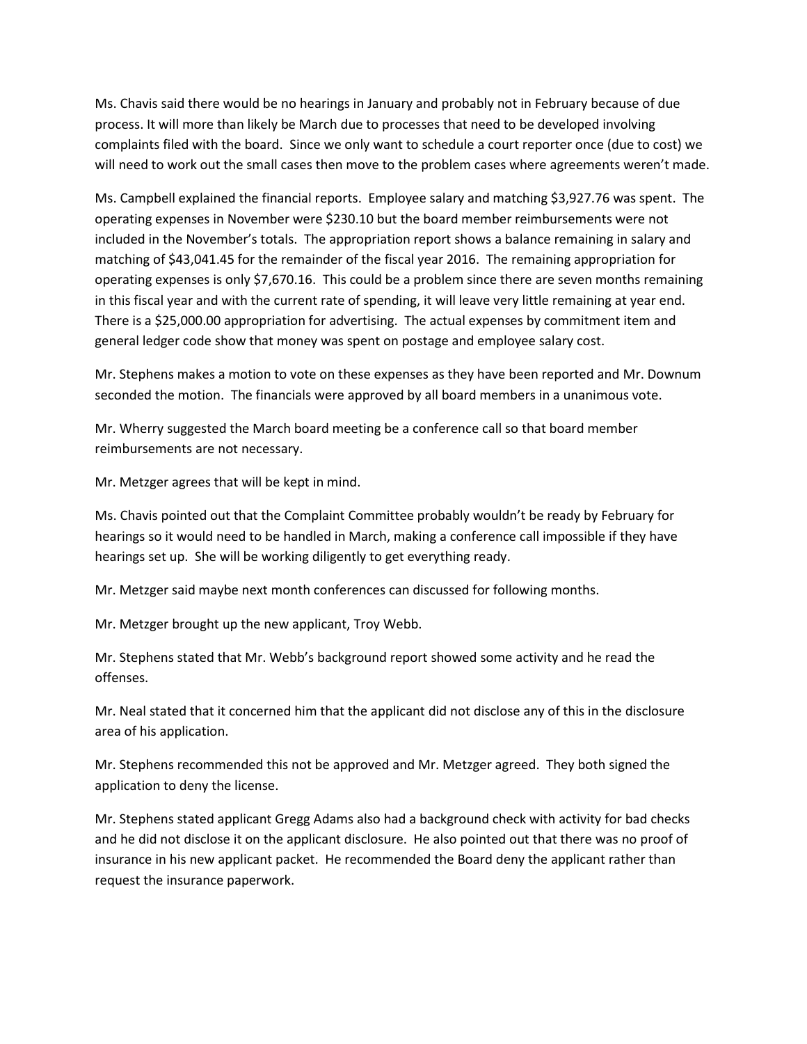Ms. Chavis said there would be no hearings in January and probably not in February because of due process. It will more than likely be March due to processes that need to be developed involving complaints filed with the board. Since we only want to schedule a court reporter once (due to cost) we will need to work out the small cases then move to the problem cases where agreements weren't made.

Ms. Campbell explained the financial reports. Employee salary and matching $3,927.76 was spent. The operating expenses in November were $230.10 but the board member reimbursements were not included in the November's totals. The appropriation report shows a balance remaining in salary and matching of $43,041.45 for the remainder of the fiscal year 2016. The remaining appropriation for operating expenses is only $7,670.16. This could be a problem since there are seven months remaining in this fiscal year and with the current rate of spending, it will leave very little remaining at year end. There is a $25,000.00 appropriation for advertising. The actual expenses by commitment item and general ledger code show that money was spent on postage and employee salary cost.

Mr. Stephens makes a motion to vote on these expenses as they have been reported and Mr. Downum seconded the motion. The financials were approved by all board members in a unanimous vote.

Mr. Wherry suggested the March board meeting be a conference call so that board member reimbursements are not necessary.

Mr. Metzger agrees that will be kept in mind.

Ms. Chavis pointed out that the Complaint Committee probably wouldn't be ready by February for hearings so it would need to be handled in March, making a conference call impossible if they have hearings set up. She will be working diligently to get everything ready.

Mr. Metzger said maybe next month conferences can discussed for following months.

Mr. Metzger brought up the new applicant, Troy Webb.

Mr. Stephens stated that Mr. Webb's background report showed some activity and he read the offenses.

Mr. Neal stated that it concerned him that the applicant did not disclose any of this in the disclosure area of his application.

Mr. Stephens recommended this not be approved and Mr. Metzger agreed. They both signed the application to deny the license.

Mr. Stephens stated applicant Gregg Adams also had a background check with activity for bad checks and he did not disclose it on the applicant disclosure. He also pointed out that there was no proof of insurance in his new applicant packet. He recommended the Board deny the applicant rather than request the insurance paperwork.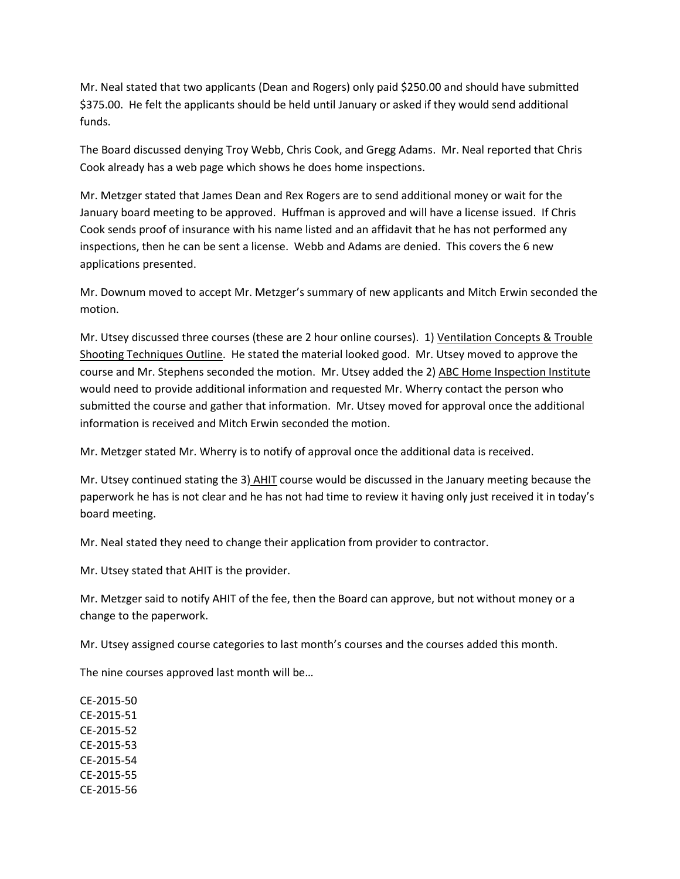Mr. Neal stated that two applicants (Dean and Rogers) only paid $250.00 and should have submitted $375.00. He felt the applicants should be held until January or asked if they would send additional funds.

The Board discussed denying Troy Webb, Chris Cook, and Gregg Adams. Mr. Neal reported that Chris Cook already has a web page which shows he does home inspections.

Mr. Metzger stated that James Dean and Rex Rogers are to send additional money or wait for the January board meeting to be approved. Huffman is approved and will have a license issued. If Chris Cook sends proof of insurance with his name listed and an affidavit that he has not performed any inspections, then he can be sent a license. Webb and Adams are denied. This covers the 6 new applications presented.

Mr. Downum moved to accept Mr. Metzger's summary of new applicants and Mitch Erwin seconded the motion.

Mr. Utsey discussed three courses (these are 2 hour online courses). 1) Ventilation Concepts & Trouble Shooting Techniques Outline. He stated the material looked good. Mr. Utsey moved to approve the course and Mr. Stephens seconded the motion. Mr. Utsey added the 2) ABC Home Inspection Institute would need to provide additional information and requested Mr. Wherry contact the person who submitted the course and gather that information. Mr. Utsey moved for approval once the additional information is received and Mitch Erwin seconded the motion.

Mr. Metzger stated Mr. Wherry is to notify of approval once the additional data is received.

Mr. Utsey continued stating the 3) AHIT course would be discussed in the January meeting because the paperwork he has is not clear and he has not had time to review it having only just received it in today's board meeting.

Mr. Neal stated they need to change their application from provider to contractor.

Mr. Utsey stated that AHIT is the provider.

Mr. Metzger said to notify AHIT of the fee, then the Board can approve, but not without money or a change to the paperwork.

Mr. Utsey assigned course categories to last month's courses and the courses added this month.

The nine courses approved last month will be…

CE-2015-50
CE-2015-51
CE-2015-52
CE-2015-53
CE-2015-54
CE-2015-55
CE-2015-56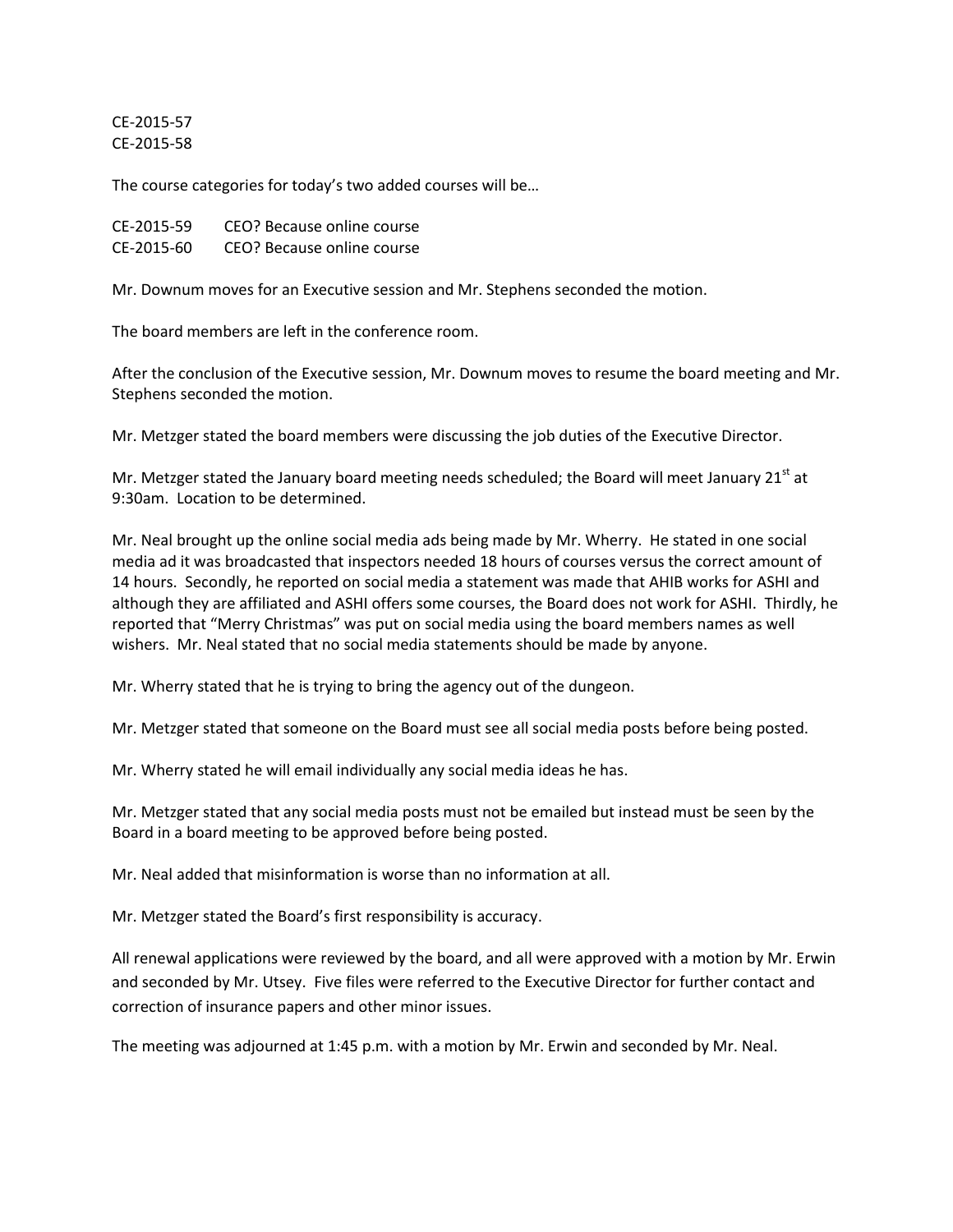CE-2015-57
CE-2015-58

The course categories for today's two added courses will be…

CE-2015-59 CEO? Because online course
CE-2015-60 CEO? Because online course

Mr. Downum moves for an Executive session and Mr. Stephens seconded the motion.

The board members are left in the conference room.

After the conclusion of the Executive session, Mr. Downum moves to resume the board meeting and Mr. Stephens seconded the motion.

Mr. Metzger stated the board members were discussing the job duties of the Executive Director.

Mr. Metzger stated the January board meeting needs scheduled; the Board will meet January 21st at 9:30am. Location to be determined.

Mr. Neal brought up the online social media ads being made by Mr. Wherry. He stated in one social media ad it was broadcasted that inspectors needed 18 hours of courses versus the correct amount of 14 hours. Secondly, he reported on social media a statement was made that AHIB works for ASHI and although they are affiliated and ASHI offers some courses, the Board does not work for ASHI. Thirdly, he reported that "Merry Christmas" was put on social media using the board members names as well wishers. Mr. Neal stated that no social media statements should be made by anyone.

Mr. Wherry stated that he is trying to bring the agency out of the dungeon.

Mr. Metzger stated that someone on the Board must see all social media posts before being posted.

Mr. Wherry stated he will email individually any social media ideas he has.

Mr. Metzger stated that any social media posts must not be emailed but instead must be seen by the Board in a board meeting to be approved before being posted.

Mr. Neal added that misinformation is worse than no information at all.

Mr. Metzger stated the Board's first responsibility is accuracy.

All renewal applications were reviewed by the board, and all were approved with a motion by Mr. Erwin and seconded by Mr. Utsey. Five files were referred to the Executive Director for further contact and correction of insurance papers and other minor issues.

The meeting was adjourned at 1:45 p.m. with a motion by Mr. Erwin and seconded by Mr. Neal.